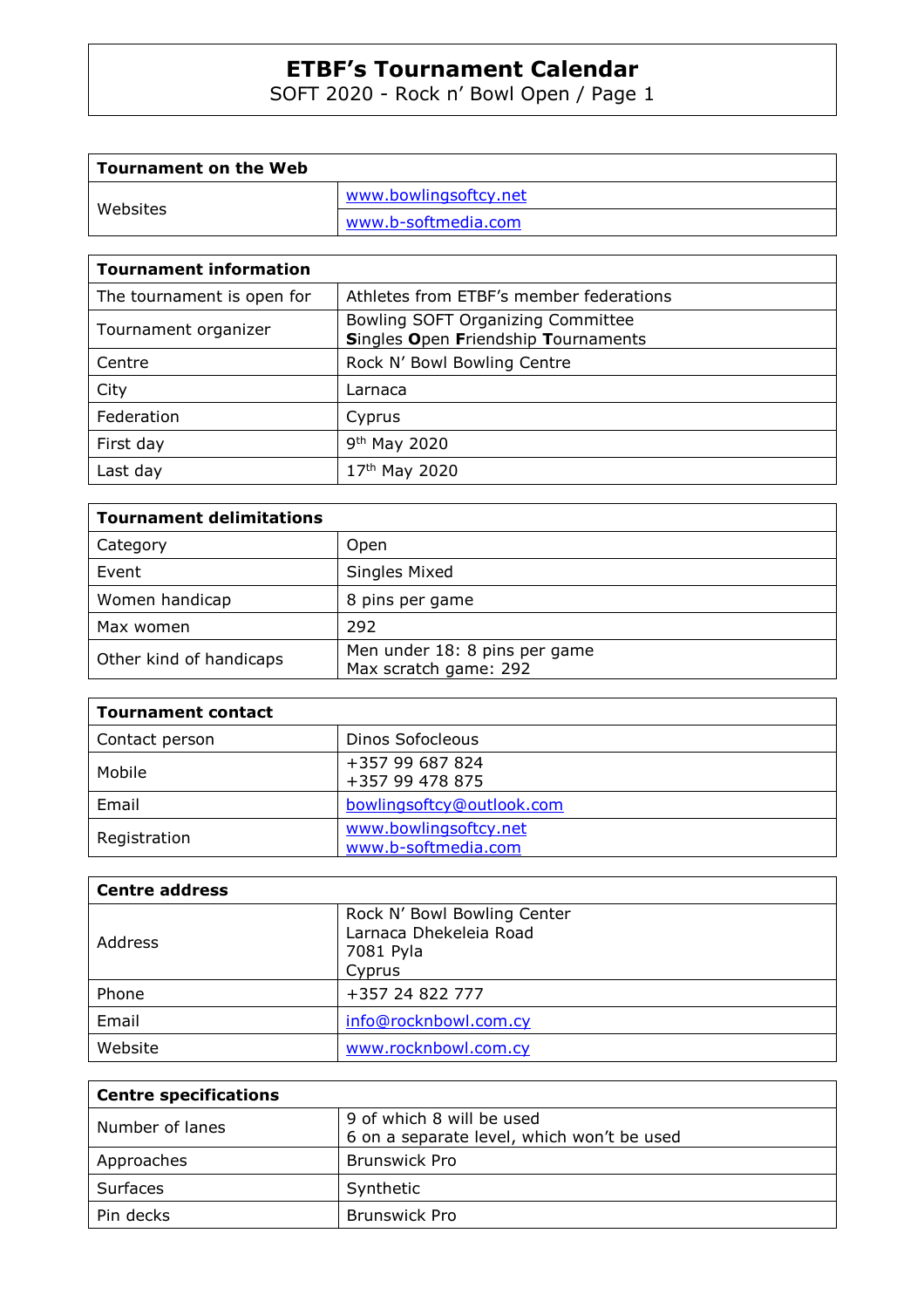# ETBF's Tournament Calendar

SOFT 2020 - Rock n' Bowl Open / Page 1

| Tournament on the Web | |
|---|---|
| Websites | www.bowlingsoftcy.net |
| | www.b-softmedia.com |

| Tournament information | |
|---|---|
| The tournament is open for | Athletes from ETBF's member federations |
| Tournament organizer | Bowling SOFT Organizing Committee<br>**S**ingles **O**pen **F**riendship **T**ournaments |
| Centre | Rock N' Bowl Bowling Centre |
| City | Larnaca |
| Federation | Cyprus |
| First day | 9th May 2020 |
| Last day | 17th May 2020 |

| Tournament delimitations | |
|---|---|
| Category | Open |
| Event | Singles Mixed |
| Women handicap | 8 pins per game |
| Max women | 292 |
| Other kind of handicaps | Men under 18: 8 pins per game<br>Max scratch game: 292 |

| Tournament contact | |
|---|---|
| Contact person | Dinos Sofocleous |
| Mobile | +357 99 687 824<br>+357 99 478 875 |
| Email | bowlingsoftcy@outlook.com |
| Registration | www.bowlingsoftcy.net<br>www.b-softmedia.com |

| Centre address | |
|---|---|
| Address | Rock N' Bowl Bowling Center<br>Larnaca Dhekeleia Road<br>7081 Pyla<br>Cyprus |
| Phone | +357 24 822 777 |
| Email | info@rocknbowl.com.cy |
| Website | www.rocknbowl.com.cy |

| Centre specifications | |
|---|---|
| Number of lanes | 9 of which 8 will be used<br>6 on a separate level, which won't be used |
| Approaches | Brunswick Pro |
| Surfaces | Synthetic |
| Pin decks | Brunswick Pro |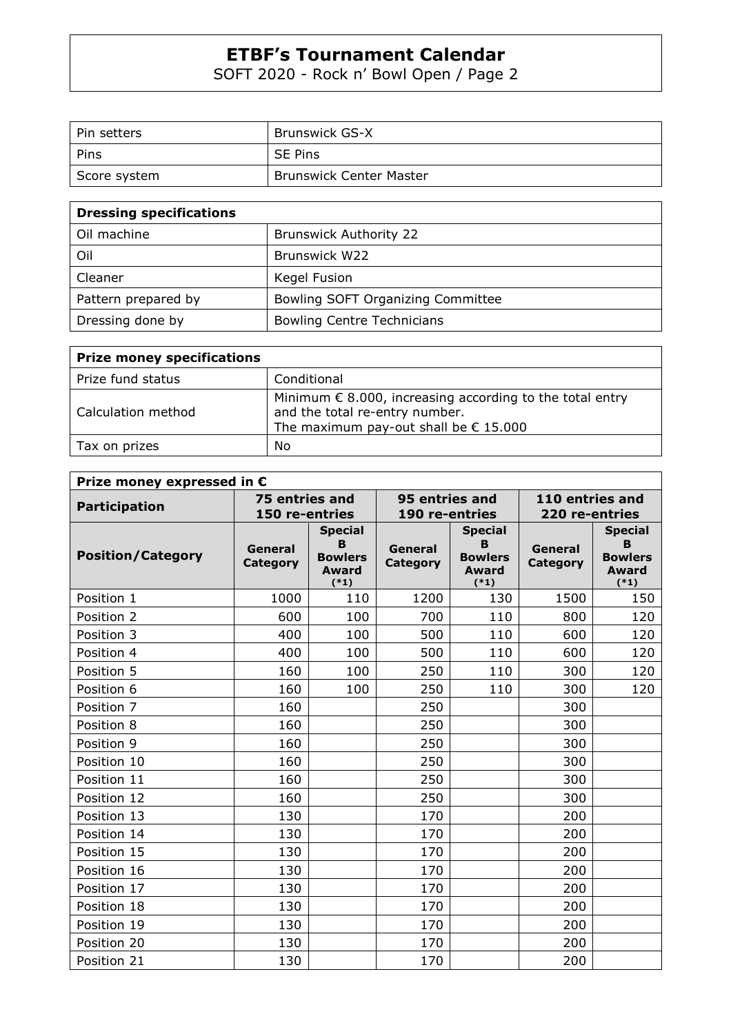| Pin setters | Brunswick GS-X |
|---|---|
| Pins | SE Pins |
| Score system | Brunswick Center Master |

| **Dressing specifications** | |
|---|---|
| Oil machine | Brunswick Authority 22 |
| Oil | Brunswick W22 |
| Cleaner | Kegel Fusion |
| Pattern prepared by | Bowling SOFT Organizing Committee |
| Dressing done by | Bowling Centre Technicians |

| **Prize money specifications** | |
|---|---|
| Prize fund status | Conditional |
| Calculation method | Minimum € 8.000, increasing according to the total entry and the total re-entry number.<br>The maximum pay-out shall be € 15.000 |
| Tax on prizes | No |

| **Prize money expressed in €** | | | | | | |
|---|---|---|---|---|---|---|
| **Participation** | **75 entries and 150 re-entries** | | **95 entries and 190 re-entries** | | **110 entries and 220 re-entries** | |
| **Position/Category** | **General Category** | **Special B Bowlers Award (*1)** | **General Category** | **Special B Bowlers Award (*1)** | **General Category** | **Special B Bowlers Award (*1)** |
| Position 1 | 1000 | 110 | 1200 | 130 | 1500 | 150 |
| Position 2 | 600 | 100 | 700 | 110 | 800 | 120 |
| Position 3 | 400 | 100 | 500 | 110 | 600 | 120 |
| Position 4 | 400 | 100 | 500 | 110 | 600 | 120 |
| Position 5 | 160 | 100 | 250 | 110 | 300 | 120 |
| Position 6 | 160 | 100 | 250 | 110 | 300 | 120 |
| Position 7 | 160 | | 250 | | 300 | |
| Position 8 | 160 | | 250 | | 300 | |
| Position 9 | 160 | | 250 | | 300 | |
| Position 10 | 160 | | 250 | | 300 | |
| Position 11 | 160 | | 250 | | 300 | |
| Position 12 | 160 | | 250 | | 300 | |
| Position 13 | 130 | | 170 | | 200 | |
| Position 14 | 130 | | 170 | | 200 | |
| Position 15 | 130 | | 170 | | 200 | |
| Position 16 | 130 | | 170 | | 200 | |
| Position 17 | 130 | | 170 | | 200 | |
| Position 18 | 130 | | 170 | | 200 | |
| Position 19 | 130 | | 170 | | 200 | |
| Position 20 | 130 | | 170 | | 200 | |
| Position 21 | 130 | | 170 | | 200 | |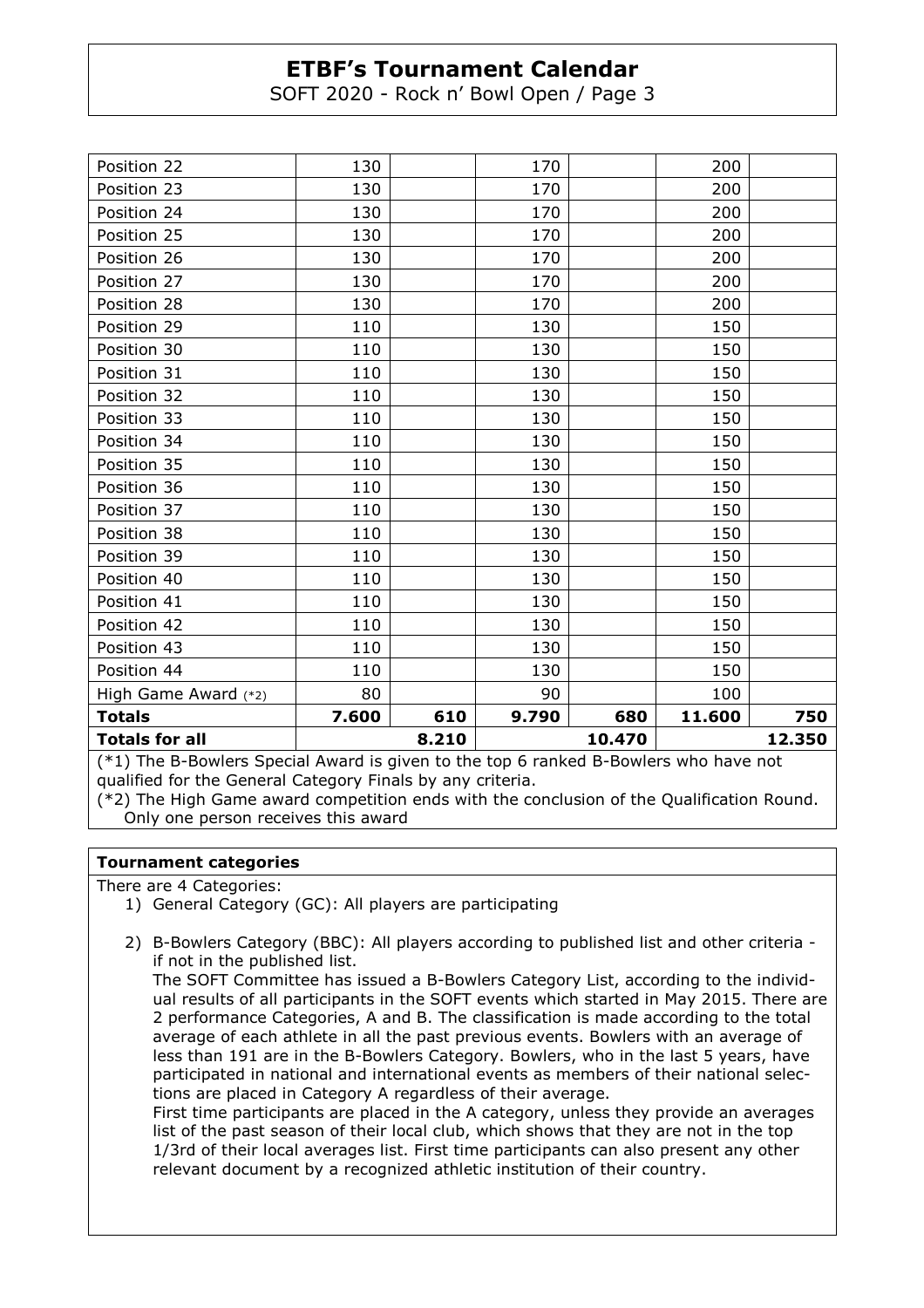| | | | | | | |
|---|---|---|---|---|---|---|
| Position 22 | 130 | | 170 | | 200 | |
| Position 23 | 130 | | 170 | | 200 | |
| Position 24 | 130 | | 170 | | 200 | |
| Position 25 | 130 | | 170 | | 200 | |
| Position 26 | 130 | | 170 | | 200 | |
| Position 27 | 130 | | 170 | | 200 | |
| Position 28 | 130 | | 170 | | 200 | |
| Position 29 | 110 | | 130 | | 150 | |
| Position 30 | 110 | | 130 | | 150 | |
| Position 31 | 110 | | 130 | | 150 | |
| Position 32 | 110 | | 130 | | 150 | |
| Position 33 | 110 | | 130 | | 150 | |
| Position 34 | 110 | | 130 | | 150 | |
| Position 35 | 110 | | 130 | | 150 | |
| Position 36 | 110 | | 130 | | 150 | |
| Position 37 | 110 | | 130 | | 150 | |
| Position 38 | 110 | | 130 | | 150 | |
| Position 39 | 110 | | 130 | | 150 | |
| Position 40 | 110 | | 130 | | 150 | |
| Position 41 | 110 | | 130 | | 150 | |
| Position 42 | 110 | | 130 | | 150 | |
| Position 43 | 110 | | 130 | | 150 | |
| Position 44 | 110 | | 130 | | 150 | |
| High Game Award (*2) | 80 | | 90 | | 100 | |
| **Totals** | **7.600** | **610** | **9.790** | **680** | **11.600** | **750** |
| **Totals for all** | | **8.210** | | **10.470** | | **12.350** |

(*1) The B-Bowlers Special Award is given to the top 6 ranked B-Bowlers who have not qualified for the General Category Finals by any criteria.

(*2) The High Game award competition ends with the conclusion of the Qualification Round. Only one person receives this award

**Tournament categories**

There are 4 Categories:

1) General Category (GC): All players are participating

2) B-Bowlers Category (BBC): All players according to published list and other criteria - if not in the published list.
   The SOFT Committee has issued a B-Bowlers Category List, according to the individual results of all participants in the SOFT events which started in May 2015. There are 2 performance Categories, A and B. The classification is made according to the total average of each athlete in all the past previous events. Bowlers with an average of less than 191 are in the B-Bowlers Category. Bowlers, who in the last 5 years, have participated in national and international events as members of their national selections are placed in Category A regardless of their average.
   First time participants are placed in the A category, unless they provide an averages list of the past season of their local club, which shows that they are not in the top 1/3rd of their local averages list. First time participants can also present any other relevant document by a recognized athletic institution of their country.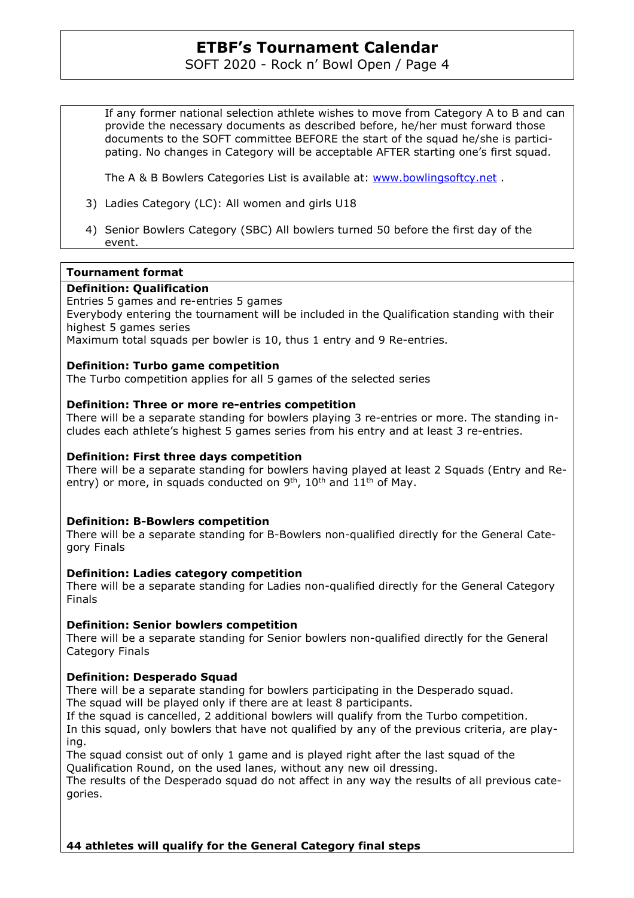If any former national selection athlete wishes to move from Category A to B and can provide the necessary documents as described before, he/her must forward those documents to the SOFT committee BEFORE the start of the squad he/she is participating. No changes in Category will be acceptable AFTER starting one's first squad.

The A & B Bowlers Categories List is available at: [www.bowlingsoftcy.net](www.bowlingsoftcy.net) .

3) Ladies Category (LC): All women and girls U18

4) Senior Bowlers Category (SBC) All bowlers turned 50 before the first day of the event.

## Tournament format

**Definition: Qualification**
Entries 5 games and re-entries 5 games
Everybody entering the tournament will be included in the Qualification standing with their highest 5 games series
Maximum total squads per bowler is 10, thus 1 entry and 9 Re-entries.

**Definition: Turbo game competition**
The Turbo competition applies for all 5 games of the selected series

**Definition: Three or more re-entries competition**
There will be a separate standing for bowlers playing 3 re-entries or more. The standing includes each athlete's highest 5 games series from his entry and at least 3 re-entries.

**Definition: First three days competition**
There will be a separate standing for bowlers having played at least 2 Squads (Entry and Re-entry) or more, in squads conducted on 9th, 10th and 11th of May.

**Definition: B-Bowlers competition**
There will be a separate standing for B-Bowlers non-qualified directly for the General Category Finals

**Definition: Ladies category competition**
There will be a separate standing for Ladies non-qualified directly for the General Category Finals

**Definition: Senior bowlers competition**
There will be a separate standing for Senior bowlers non-qualified directly for the General Category Finals

**Definition: Desperado Squad**
There will be a separate standing for bowlers participating in the Desperado squad.
The squad will be played only if there are at least 8 participants.
If the squad is cancelled, 2 additional bowlers will qualify from the Turbo competition.
In this squad, only bowlers that have not qualified by any of the previous criteria, are playing.
The squad consist out of only 1 game and is played right after the last squad of the Qualification Round, on the used lanes, without any new oil dressing.
The results of the Desperado squad do not affect in any way the results of all previous categories.

**44 athletes will qualify for the General Category final steps**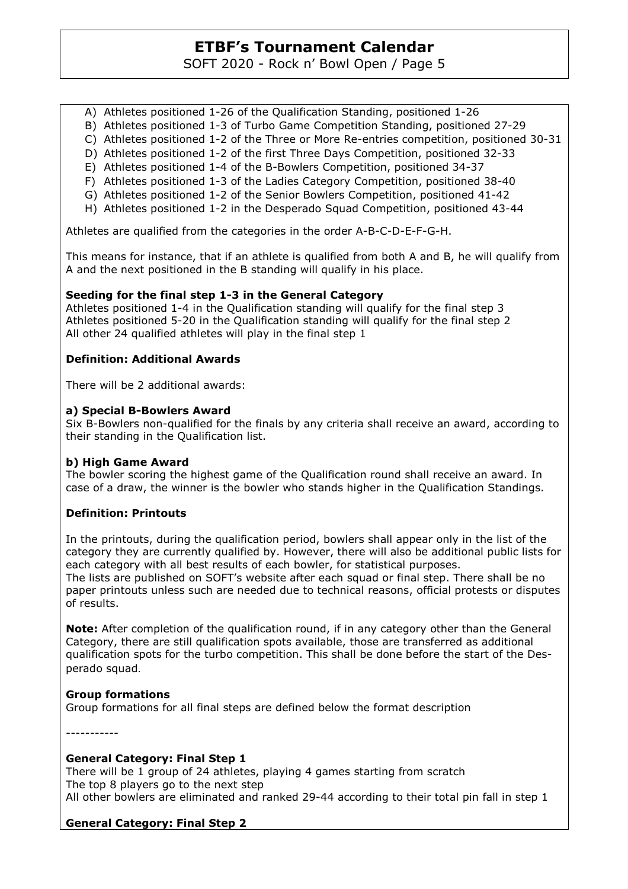A) Athletes positioned 1-26 of the Qualification Standing, positioned 1-26
B) Athletes positioned 1-3 of Turbo Game Competition Standing, positioned 27-29
C) Athletes positioned 1-2 of the Three or More Re-entries competition, positioned 30-31
D) Athletes positioned 1-2 of the first Three Days Competition, positioned 32-33
E) Athletes positioned 1-4 of the B-Bowlers Competition, positioned 34-37
F) Athletes positioned 1-3 of the Ladies Category Competition, positioned 38-40
G) Athletes positioned 1-2 of the Senior Bowlers Competition, positioned 41-42
H) Athletes positioned 1-2 in the Desperado Squad Competition, positioned 43-44

Athletes are qualified from the categories in the order A-B-C-D-E-F-G-H.

This means for instance, that if an athlete is qualified from both A and B, he will qualify from A and the next positioned in the B standing will qualify in his place.

**Seeding for the final step 1-3 in the General Category**
Athletes positioned 1-4 in the Qualification standing will qualify for the final step 3
Athletes positioned 5-20 in the Qualification standing will qualify for the final step 2
All other 24 qualified athletes will play in the final step 1

**Definition: Additional Awards**

There will be 2 additional awards:

**a) Special B-Bowlers Award**
Six B-Bowlers non-qualified for the finals by any criteria shall receive an award, according to their standing in the Qualification list.

**b) High Game Award**
The bowler scoring the highest game of the Qualification round shall receive an award. In case of a draw, the winner is the bowler who stands higher in the Qualification Standings.

**Definition: Printouts**

In the printouts, during the qualification period, bowlers shall appear only in the list of the category they are currently qualified by. However, there will also be additional public lists for each category with all best results of each bowler, for statistical purposes.
The lists are published on SOFT's website after each squad or final step. There shall be no paper printouts unless such are needed due to technical reasons, official protests or disputes of results.

**Note:** After completion of the qualification round, if in any category other than the General Category, there are still qualification spots available, those are transferred as additional qualification spots for the turbo competition. This shall be done before the start of the Desperado squad.

**Group formations**
Group formations for all final steps are defined below the format description

-----------

**General Category: Final Step 1**
There will be 1 group of 24 athletes, playing 4 games starting from scratch
The top 8 players go to the next step
All other bowlers are eliminated and ranked 29-44 according to their total pin fall in step 1

**General Category: Final Step 2**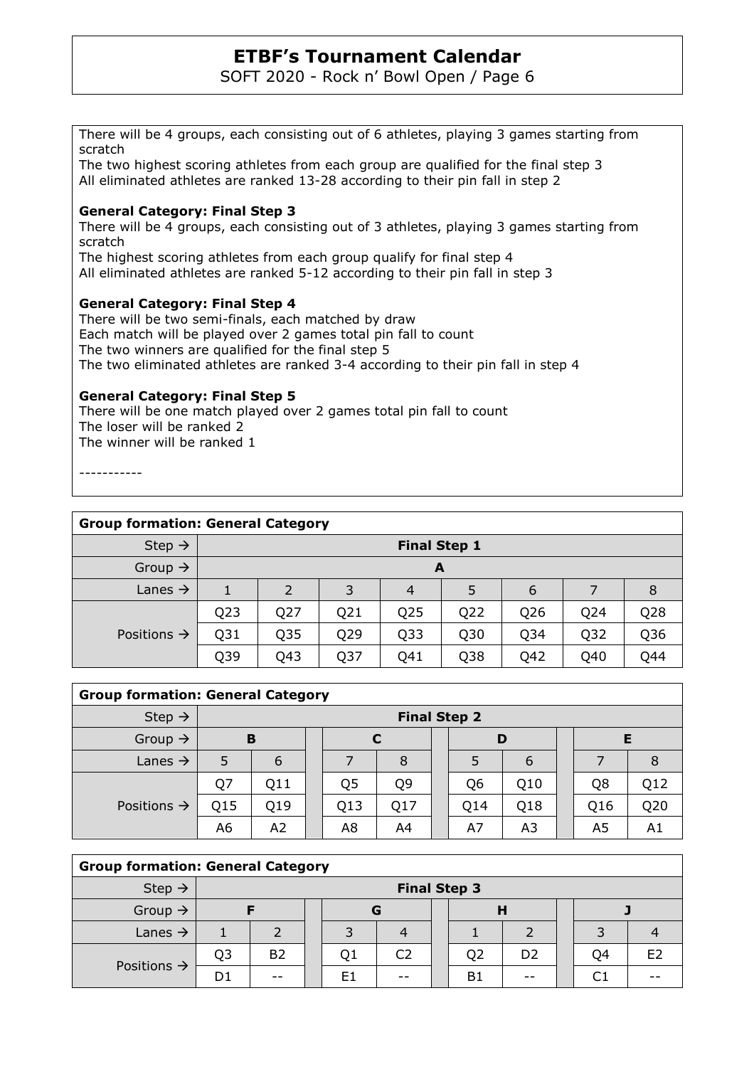There will be 4 groups, each consisting out of 6 athletes, playing 3 games starting from scratch
The two highest scoring athletes from each group are qualified for the final step 3
All eliminated athletes are ranked 13-28 according to their pin fall in step 2

**General Category: Final Step 3**
There will be 4 groups, each consisting out of 3 athletes, playing 3 games starting from scratch
The highest scoring athletes from each group qualify for final step 4
All eliminated athletes are ranked 5-12 according to their pin fall in step 3

**General Category: Final Step 4**
There will be two semi-finals, each matched by draw
Each match will be played over 2 games total pin fall to count
The two winners are qualified for the final step 5
The two eliminated athletes are ranked 3-4 according to their pin fall in step 4

**General Category: Final Step 5**
There will be one match played over 2 games total pin fall to count
The loser will be ranked 2
The winner will be ranked 1

-----------

| Group formation: General Category | | | | | | | | |
|---|---|---|---|---|---|---|---|---|
| Step → | Final Step 1 | | | | | | | |
| Group → | A | | | | | | | |
| Lanes → | 1 | 2 | 3 | 4 | 5 | 6 | 7 | 8 |
| Positions → | Q23 | Q27 | Q21 | Q25 | Q22 | Q26 | Q24 | Q28 |
| | Q31 | Q35 | Q29 | Q33 | Q30 | Q34 | Q32 | Q36 |
| | Q39 | Q43 | Q37 | Q41 | Q38 | Q42 | Q40 | Q44 |

| Group formation: General Category | | | | | | | | |
|---|---|---|---|---|---|---|---|---|
| Step → | Final Step 2 | | | | | | | |
| Group → | B | | C | | D | | E | |
| Lanes → | 5 | 6 | 7 | 8 | 5 | 6 | 7 | 8 |
| Positions → | Q7 | Q11 | Q5 | Q9 | Q6 | Q10 | Q8 | Q12 |
| | Q15 | Q19 | Q13 | Q17 | Q14 | Q18 | Q16 | Q20 |
| | A6 | A2 | A8 | A4 | A7 | A3 | A5 | A1 |

| Group formation: General Category | | | | | | | | |
|---|---|---|---|---|---|---|---|---|
| Step → | Final Step 3 | | | | | | | |
| Group → | F | | G | | H | | J | |
| Lanes → | 1 | 2 | 3 | 4 | 1 | 2 | 3 | 4 |
| Positions → | Q3 | B2 | Q1 | C2 | Q2 | D2 | Q4 | E2 |
| | D1 | -- | E1 | -- | B1 | -- | C1 | -- |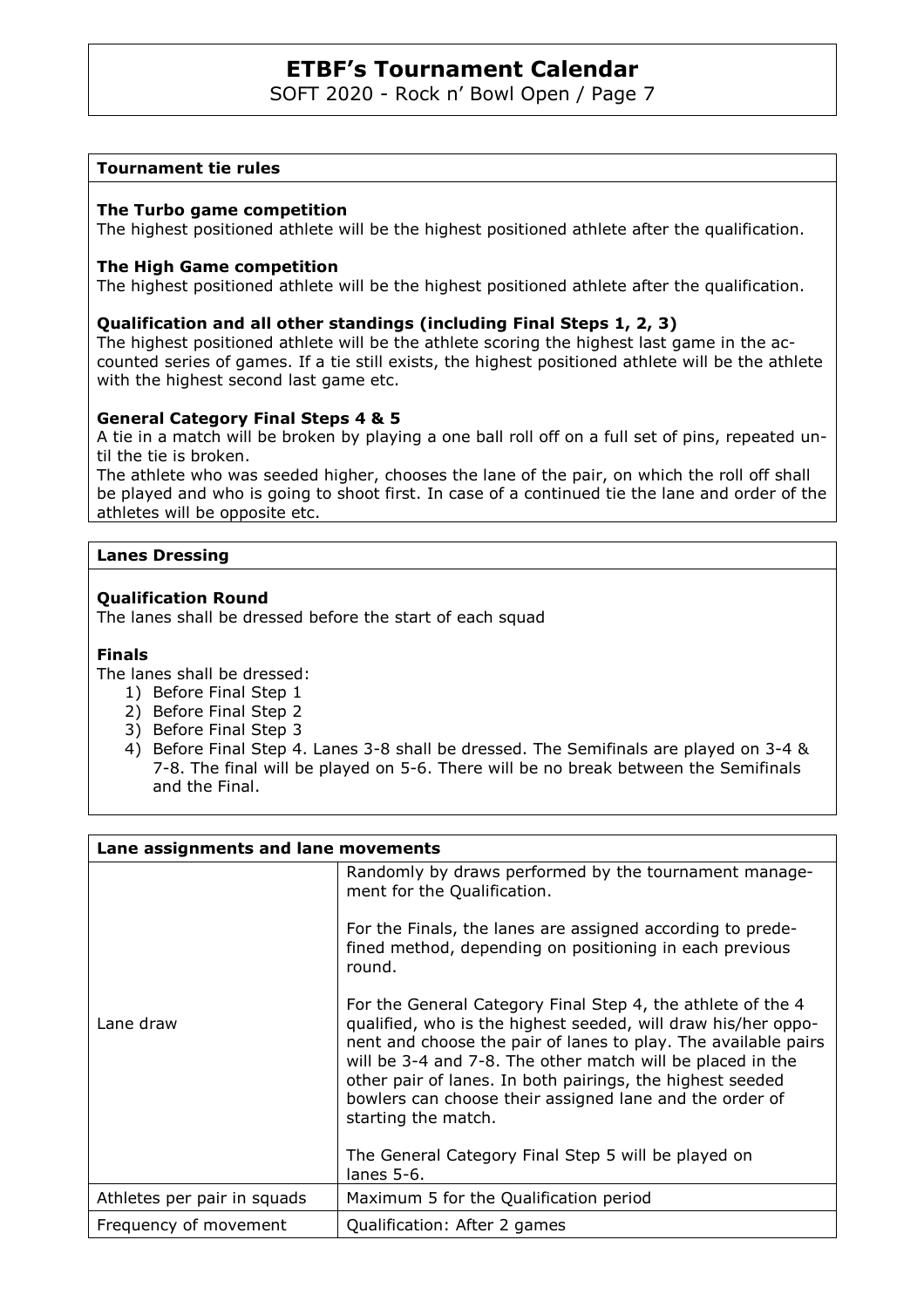**Tournament tie rules**

**The Turbo game competition**
The highest positioned athlete will be the highest positioned athlete after the qualification.

**The High Game competition**
The highest positioned athlete will be the highest positioned athlete after the qualification.

**Qualification and all other standings (including Final Steps 1, 2, 3)**
The highest positioned athlete will be the athlete scoring the highest last game in the accounted series of games. If a tie still exists, the highest positioned athlete will be the athlete with the highest second last game etc.

**General Category Final Steps 4 & 5**
A tie in a match will be broken by playing a one ball roll off on a full set of pins, repeated until the tie is broken.
The athlete who was seeded higher, chooses the lane of the pair, on which the roll off shall be played and who is going to shoot first. In case of a continued tie the lane and order of the athletes will be opposite etc.

**Lanes Dressing**

**Qualification Round**
The lanes shall be dressed before the start of each squad

**Finals**
The lanes shall be dressed:

1) Before Final Step 1
2) Before Final Step 2
3) Before Final Step 3
4) Before Final Step 4. Lanes 3-8 shall be dressed. The Semifinals are played on 3-4 & 7-8. The final will be played on 5-6. There will be no break between the Semifinals and the Final.

| Lane assignments and lane movements | |
|---|---|
| Lane draw | Randomly by draws performed by the tournament management for the Qualification.<br><br>For the Finals, the lanes are assigned according to predefined method, depending on positioning in each previous round.<br><br>For the General Category Final Step 4, the athlete of the 4 qualified, who is the highest seeded, will draw his/her opponent and choose the pair of lanes to play. The available pairs will be 3-4 and 7-8. The other match will be placed in the other pair of lanes. In both pairings, the highest seeded bowlers can choose their assigned lane and the order of starting the match.<br><br>The General Category Final Step 5 will be played on lanes 5-6. |
| Athletes per pair in squads | Maximum 5 for the Qualification period |
| Frequency of movement | Qualification: After 2 games |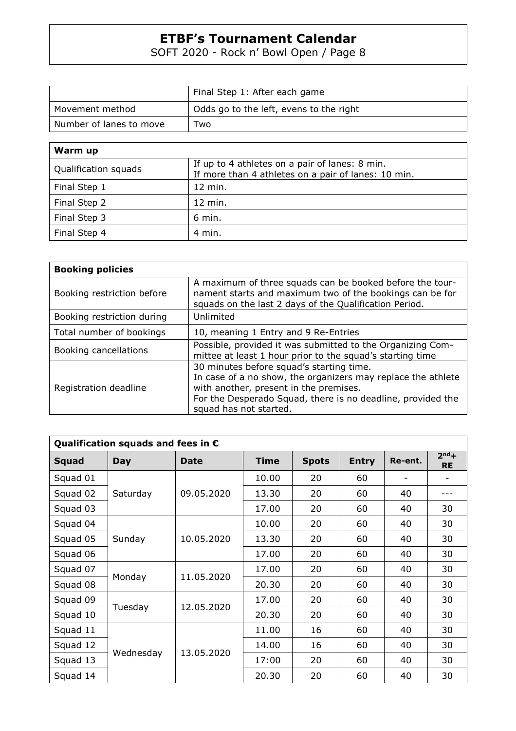|  | Final Step 1: After each game |
|---|---|
| Movement method | Odds go to the left, evens to the right |
| Number of lanes to move | Two |

| **Warm up** |  |
|---|---|
| Qualification squads | If up to 4 athletes on a pair of lanes: 8 min.<br>If more than 4 athletes on a pair of lanes: 10 min. |
| Final Step 1 | 12 min. |
| Final Step 2 | 12 min. |
| Final Step 3 | 6 min. |
| Final Step 4 | 4 min. |

| **Booking policies** |  |
|---|---|
| Booking restriction before | A maximum of three squads can be booked before the tournament starts and maximum two of the bookings can be for squads on the last 2 days of the Qualification Period. |
| Booking restriction during | Unlimited |
| Total number of bookings | 10, meaning 1 Entry and 9 Re-Entries |
| Booking cancellations | Possible, provided it was submitted to the Organizing Committee at least 1 hour prior to the squad's starting time |
| Registration deadline | 30 minutes before squad's starting time.<br>In case of a no show, the organizers may replace the athlete with another, present in the premises.<br>For the Desperado Squad, there is no deadline, provided the squad has not started. |

**Qualification squads and fees in €**

| Squad | Day | Date | Time | Spots | Entry | Re-ent. | 2nd+ RE |
|---|---|---|---|---|---|---|---|
| Squad 01 | Saturday | 09.05.2020 | 10.00 | 20 | 60 | - | - |
| Squad 02 | | | 13.30 | 20 | 60 | 40 | --- |
| Squad 03 | | | 17.00 | 20 | 60 | 40 | 30 |
| Squad 04 | Sunday | 10.05.2020 | 10.00 | 20 | 60 | 40 | 30 |
| Squad 05 | | | 13.30 | 20 | 60 | 40 | 30 |
| Squad 06 | | | 17.00 | 20 | 60 | 40 | 30 |
| Squad 07 | Monday | 11.05.2020 | 17.00 | 20 | 60 | 40 | 30 |
| Squad 08 | | | 20.30 | 20 | 60 | 40 | 30 |
| Squad 09 | Tuesday | 12.05.2020 | 17.00 | 20 | 60 | 40 | 30 |
| Squad 10 | | | 20.30 | 20 | 60 | 40 | 30 |
| Squad 11 | Wednesday | 13.05.2020 | 11.00 | 16 | 60 | 40 | 30 |
| Squad 12 | | | 14.00 | 16 | 60 | 40 | 30 |
| Squad 13 | | | 17:00 | 20 | 60 | 40 | 30 |
| Squad 14 | | | 20.30 | 20 | 60 | 40 | 30 |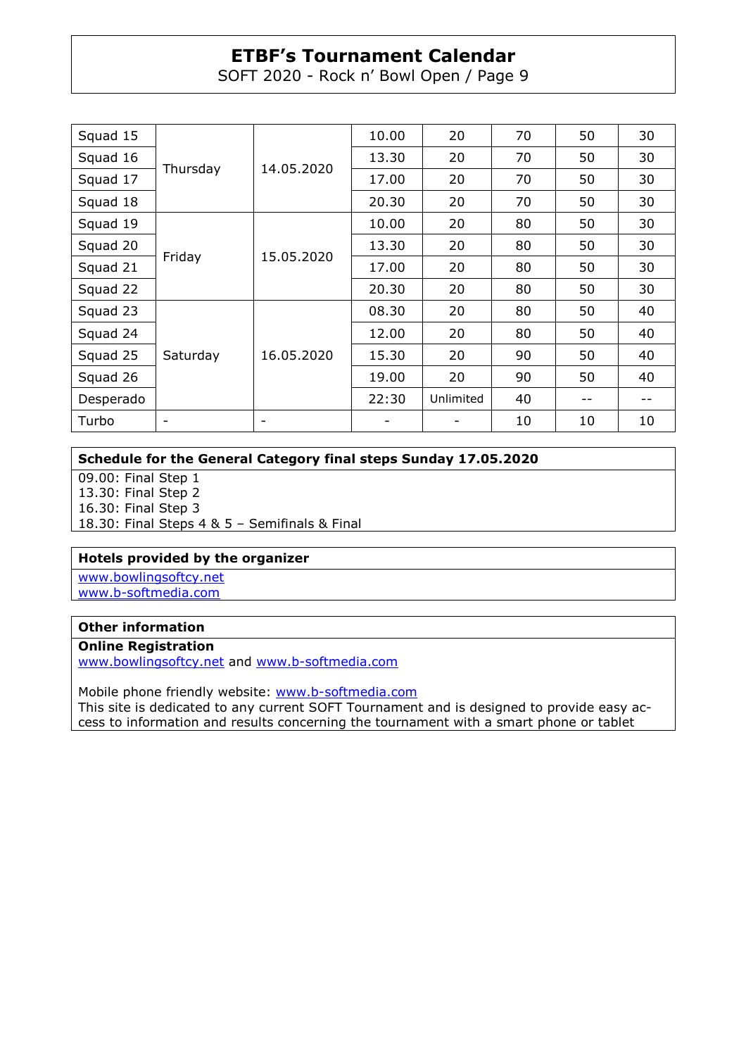|  |  |  |  |  |  |  |  |
|---|---|---|---|---|---|---|---|
| Squad 15 | Thursday | 14.05.2020 | 10.00 | 20 | 70 | 50 | 30 |
| Squad 16 |  |  | 13.30 | 20 | 70 | 50 | 30 |
| Squad 17 |  |  | 17.00 | 20 | 70 | 50 | 30 |
| Squad 18 |  |  | 20.30 | 20 | 70 | 50 | 30 |
| Squad 19 | Friday | 15.05.2020 | 10.00 | 20 | 80 | 50 | 30 |
| Squad 20 |  |  | 13.30 | 20 | 80 | 50 | 30 |
| Squad 21 |  |  | 17.00 | 20 | 80 | 50 | 30 |
| Squad 22 |  |  | 20.30 | 20 | 80 | 50 | 30 |
| Squad 23 | Saturday | 16.05.2020 | 08.30 | 20 | 80 | 50 | 40 |
| Squad 24 |  |  | 12.00 | 20 | 80 | 50 | 40 |
| Squad 25 |  |  | 15.30 | 20 | 90 | 50 | 40 |
| Squad 26 |  |  | 19.00 | 20 | 90 | 50 | 40 |
| Desperado |  |  | 22:30 | Unlimited | 40 | -- | -- |
| Turbo | - | - | - | - | 10 | 10 | 10 |

**Schedule for the General Category final steps Sunday 17.05.2020**

09.00: Final Step 1
13.30: Final Step 2
16.30: Final Step 3
18.30: Final Steps 4 & 5 – Semifinals & Final

**Hotels provided by the organizer**

www.bowlingsoftcy.net
www.b-softmedia.com

**Other information**

**Online Registration**

www.bowlingsoftcy.net and www.b-softmedia.com

Mobile phone friendly website: www.b-softmedia.com
This site is dedicated to any current SOFT Tournament and is designed to provide easy access to information and results concerning the tournament with a smart phone or tablet